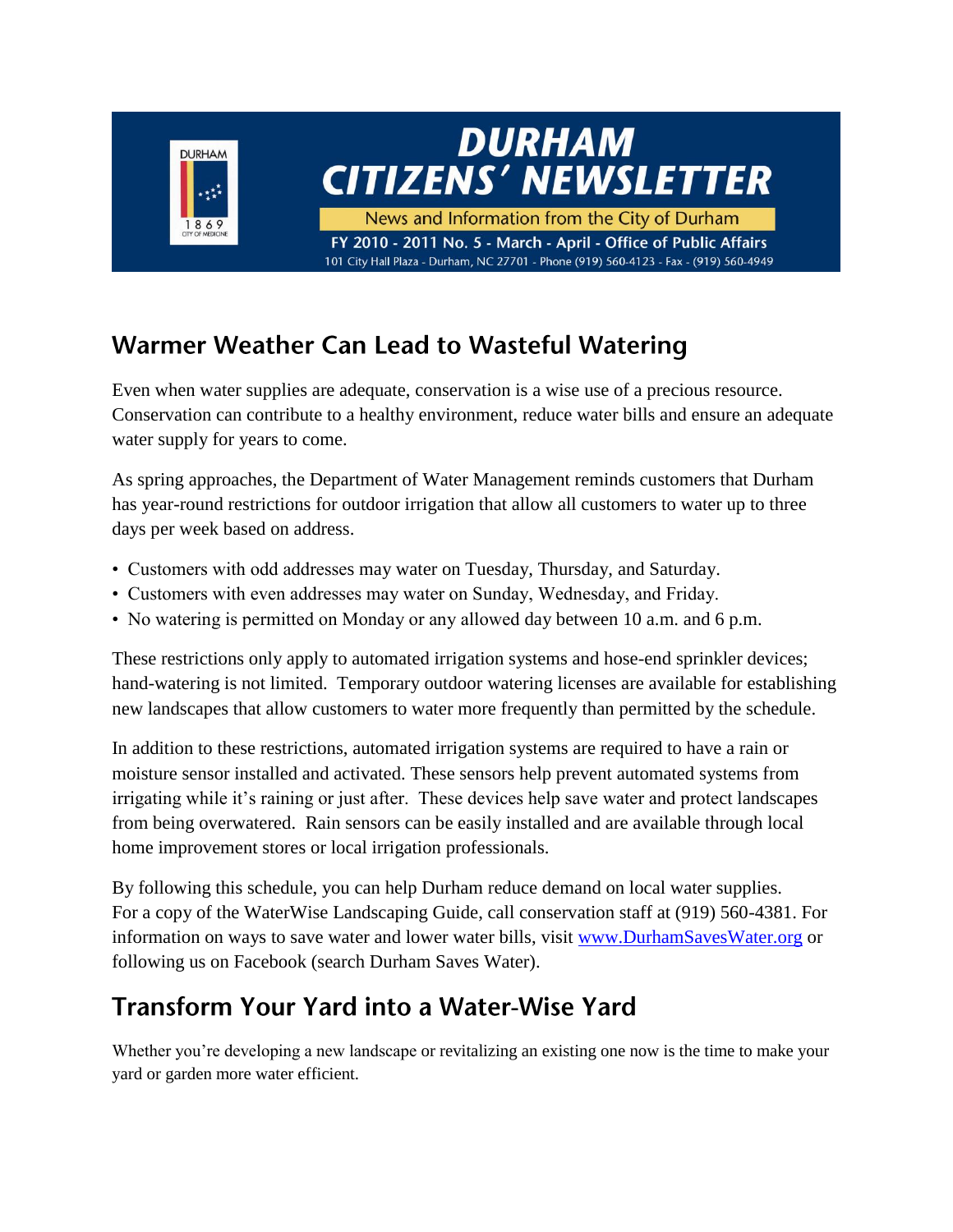# DURHAM CITIZENS' NEWSLETTER

News and Information from the City of Durham

FY 2010 - 2011 No. 5 - March - April - Office of Public Affairs

101 City Hall Plaza - Durham, NC 27701 - Phone (919) 560-4123 - Fax - (919) 560-4949

## Warmer Weather Can Lead to Wasteful Watering

Even when water supplies are adequate, conservation is a wise use of a precious resource. Conservation can contribute to a healthy environment, reduce water bills and ensure an adequate water supply for years to come.

As spring approaches, the Department of Water Management reminds customers that Durham has year-round restrictions for outdoor irrigation that allow all customers to water up to three days per week based on address.

- Customers with odd addresses may water on Tuesday, Thursday, and Saturday.
- Customers with even addresses may water on Sunday, Wednesday, and Friday.
- No watering is permitted on Monday or any allowed day between 10 a.m. and 6 p.m.

These restrictions only apply to automated irrigation systems and hose-end sprinkler devices; hand-watering is not limited. Temporary outdoor watering licenses are available for establishing new landscapes that allow customers to water more frequently than permitted by the schedule.

In addition to these restrictions, automated irrigation systems are required to have a rain or moisture sensor installed and activated. These sensors help prevent automated systems from irrigating while it's raining or just after. These devices help save water and protect landscapes from being overwatered. Rain sensors can be easily installed and are available through local home improvement stores or local irrigation professionals.

By following this schedule, you can help Durham reduce demand on local water supplies. For a copy of the WaterWise Landscaping Guide, call conservation staff at (919) 560-4381. For information on ways to save water and lower water bills, visit [www.DurhamSavesWater.org](http://www.DurhamSavesWater.org) or following us on Facebook (search Durham Saves Water).

## Transform Your Yard into a Water-Wise Yard

Whether you're developing a new landscape or revitalizing an existing one now is the time to make your yard or garden more water efficient.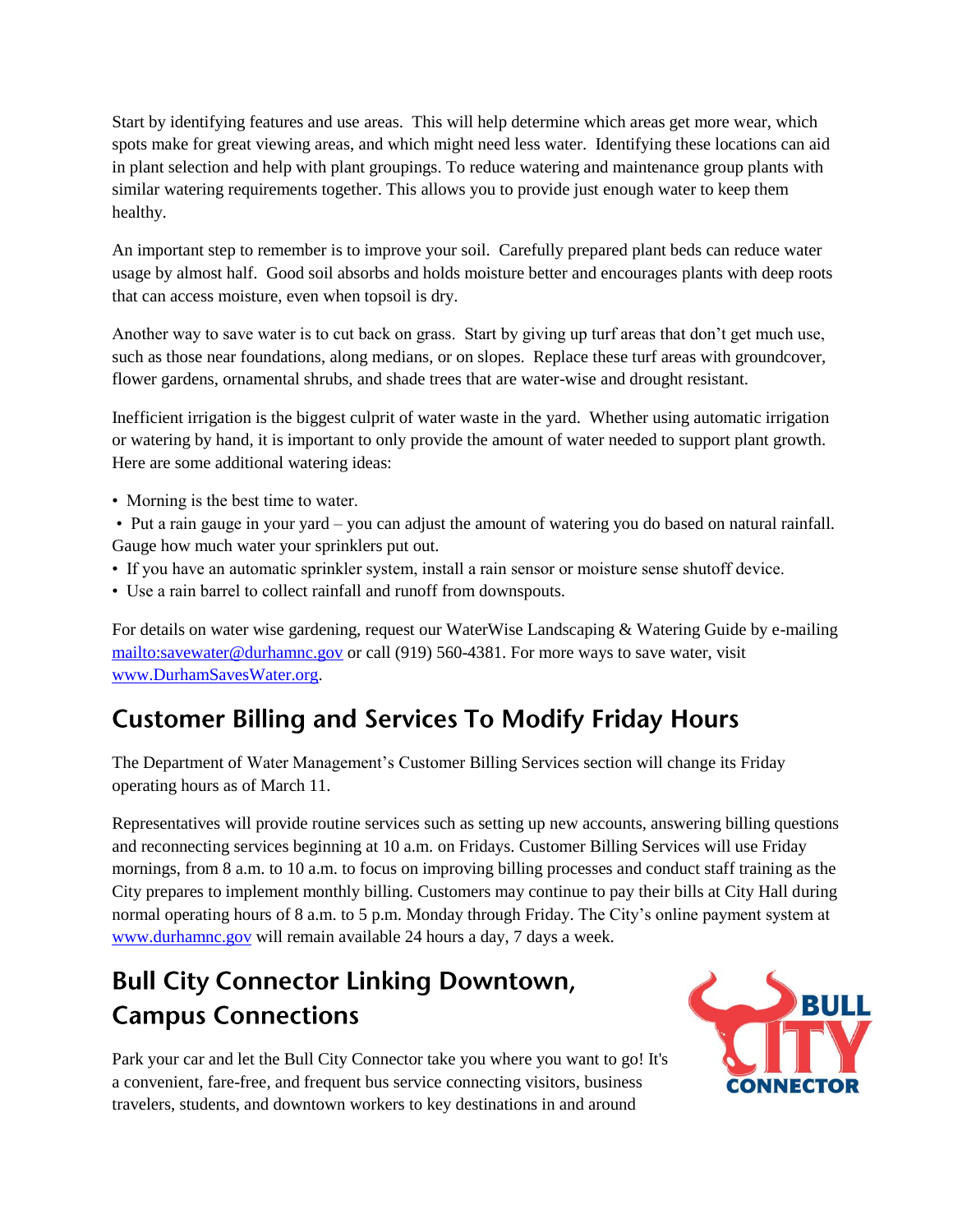Start by identifying features and use areas. This will help determine which areas get more wear, which spots make for great viewing areas, and which might need less water. Identifying these locations can aid in plant selection and help with plant groupings. To reduce watering and maintenance group plants with similar watering requirements together. This allows you to provide just enough water to keep them healthy.

An important step to remember is to improve your soil. Carefully prepared plant beds can reduce water usage by almost half. Good soil absorbs and holds moisture better and encourages plants with deep roots that can access moisture, even when topsoil is dry.

Another way to save water is to cut back on grass. Start by giving up turf areas that don't get much use, such as those near foundations, along medians, or on slopes. Replace these turf areas with groundcover, flower gardens, ornamental shrubs, and shade trees that are water-wise and drought resistant.

Inefficient irrigation is the biggest culprit of water waste in the yard. Whether using automatic irrigation or watering by hand, it is important to only provide the amount of water needed to support plant growth. Here are some additional watering ideas:

- Morning is the best time to water.
- Put a rain gauge in your yard – you can adjust the amount of watering you do based on natural rainfall. Gauge how much water your sprinklers put out.
- If you have an automatic sprinkler system, install a rain sensor or moisture sense shutoff device.
- Use a rain barrel to collect rainfall and runoff from downspouts.

For details on water wise gardening, request our WaterWise Landscaping & Watering Guide by e-mailing mailto:savewater@durhamnc.gov or call (919) 560-4381. For more ways to save water, visit www.DurhamSavesWater.org.

## Customer Billing and Services To Modify Friday Hours

The Department of Water Management's Customer Billing Services section will change its Friday operating hours as of March 11.

Representatives will provide routine services such as setting up new accounts, answering billing questions and reconnecting services beginning at 10 a.m. on Fridays. Customer Billing Services will use Friday mornings, from 8 a.m. to 10 a.m. to focus on improving billing processes and conduct staff training as the City prepares to implement monthly billing. Customers may continue to pay their bills at City Hall during normal operating hours of 8 a.m. to 5 p.m. Monday through Friday. The City's online payment system at www.durhamnc.gov will remain available 24 hours a day, 7 days a week.

## Bull City Connector Linking Downtown, Campus Connections

Park your car and let the Bull City Connector take you where you want to go! It's a convenient, fare-free, and frequent bus service connecting visitors, business travelers, students, and downtown workers to key destinations in and around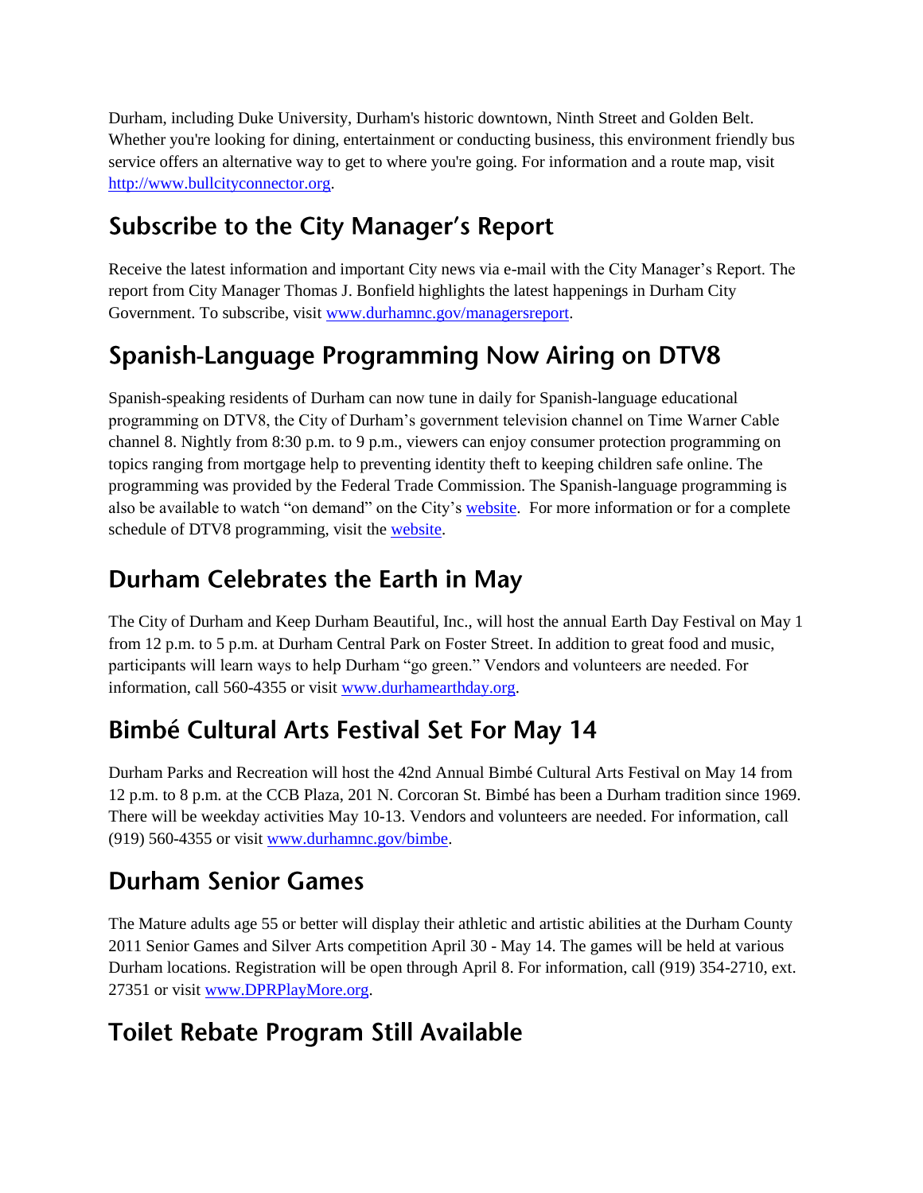Durham, including Duke University, Durham's historic downtown, Ninth Street and Golden Belt. Whether you're looking for dining, entertainment or conducting business, this environment friendly bus service offers an alternative way to get to where you're going. For information and a route map, visit http://www.bullcityconnector.org.

## Subscribe to the City Manager's Report

Receive the latest information and important City news via e-mail with the City Manager's Report. The report from City Manager Thomas J. Bonfield highlights the latest happenings in Durham City Government. To subscribe, visit www.durhamnc.gov/managersreport.

## Spanish-Language Programming Now Airing on DTV8

Spanish-speaking residents of Durham can now tune in daily for Spanish-language educational programming on DTV8, the City of Durham's government television channel on Time Warner Cable channel 8. Nightly from 8:30 p.m. to 9 p.m., viewers can enjoy consumer protection programming on topics ranging from mortgage help to preventing identity theft to keeping children safe online. The programming was provided by the Federal Trade Commission. The Spanish-language programming is also be available to watch "on demand" on the City's website. For more information or for a complete schedule of DTV8 programming, visit the website.

## Durham Celebrates the Earth in May

The City of Durham and Keep Durham Beautiful, Inc., will host the annual Earth Day Festival on May 1 from 12 p.m. to 5 p.m. at Durham Central Park on Foster Street. In addition to great food and music, participants will learn ways to help Durham "go green." Vendors and volunteers are needed. For information, call 560-4355 or visit www.durhamearthday.org.

## Bimbé Cultural Arts Festival Set For May 14

Durham Parks and Recreation will host the 42nd Annual Bimbé Cultural Arts Festival on May 14 from 12 p.m. to 8 p.m. at the CCB Plaza, 201 N. Corcoran St. Bimbé has been a Durham tradition since 1969. There will be weekday activities May 10-13. Vendors and volunteers are needed. For information, call (919) 560-4355 or visit www.durhamnc.gov/bimbe.

## Durham Senior Games

The Mature adults age 55 or better will display their athletic and artistic abilities at the Durham County 2011 Senior Games and Silver Arts competition April 30 - May 14. The games will be held at various Durham locations. Registration will be open through April 8. For information, call (919) 354-2710, ext. 27351 or visit www.DPRPlayMore.org.

## Toilet Rebate Program Still Available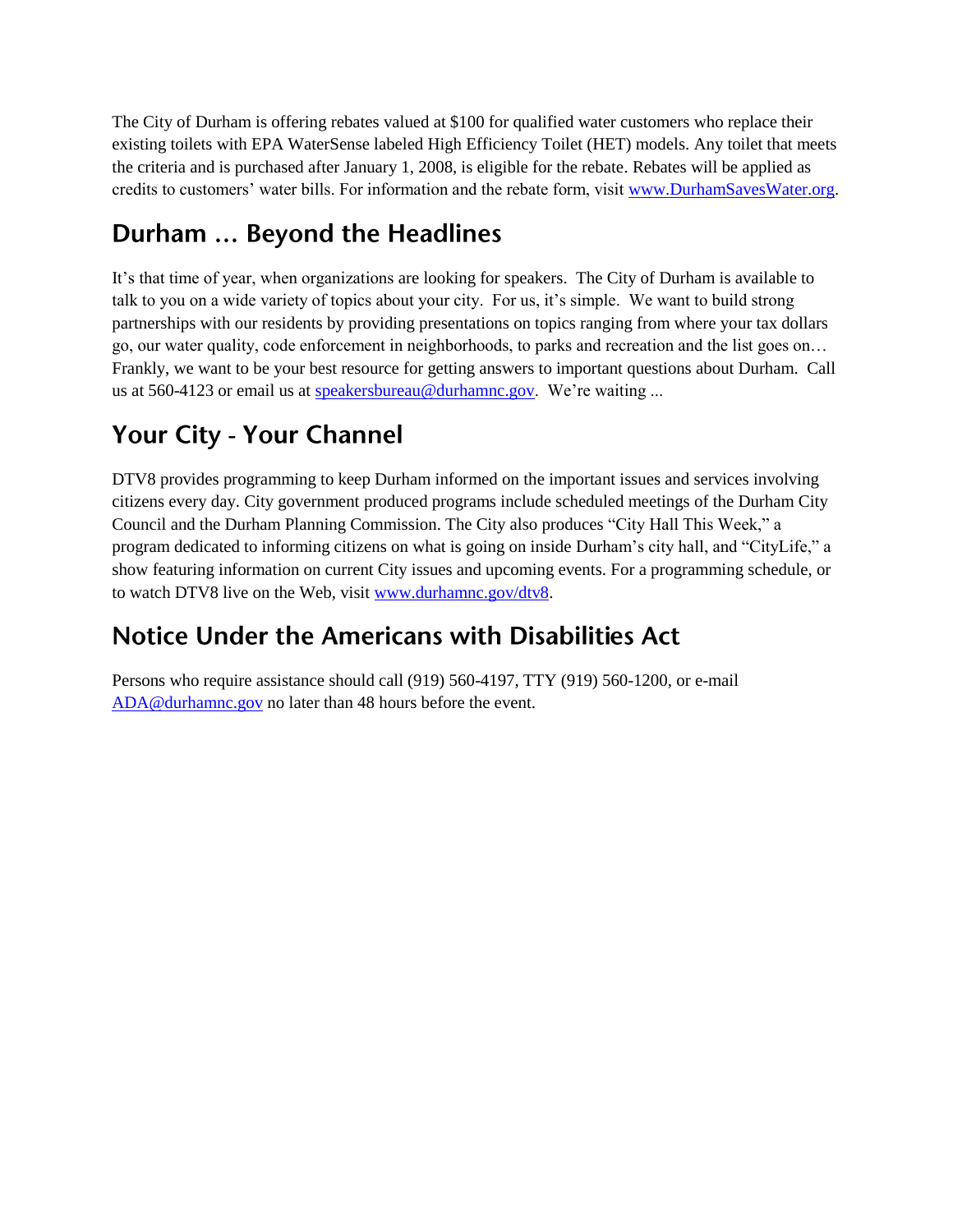The City of Durham is offering rebates valued at $100 for qualified water customers who replace their existing toilets with EPA WaterSense labeled High Efficiency Toilet (HET) models. Any toilet that meets the criteria and is purchased after January 1, 2008, is eligible for the rebate. Rebates will be applied as credits to customers' water bills. For information and the rebate form, visit www.DurhamSavesWater.org.

## Durham … Beyond the Headlines

It's that time of year, when organizations are looking for speakers. The City of Durham is available to talk to you on a wide variety of topics about your city. For us, it's simple. We want to build strong partnerships with our residents by providing presentations on topics ranging from where your tax dollars go, our water quality, code enforcement in neighborhoods, to parks and recreation and the list goes on… Frankly, we want to be your best resource for getting answers to important questions about Durham. Call us at 560-4123 or email us at speakersbureau@durhamnc.gov. We're waiting ...

## Your City - Your Channel

DTV8 provides programming to keep Durham informed on the important issues and services involving citizens every day. City government produced programs include scheduled meetings of the Durham City Council and the Durham Planning Commission. The City also produces "City Hall This Week," a program dedicated to informing citizens on what is going on inside Durham's city hall, and "CityLife," a show featuring information on current City issues and upcoming events. For a programming schedule, or to watch DTV8 live on the Web, visit www.durhamnc.gov/dtv8.

## Notice Under the Americans with Disabilities Act

Persons who require assistance should call (919) 560-4197, TTY (919) 560-1200, or e-mail ADA@durhamnc.gov no later than 48 hours before the event.